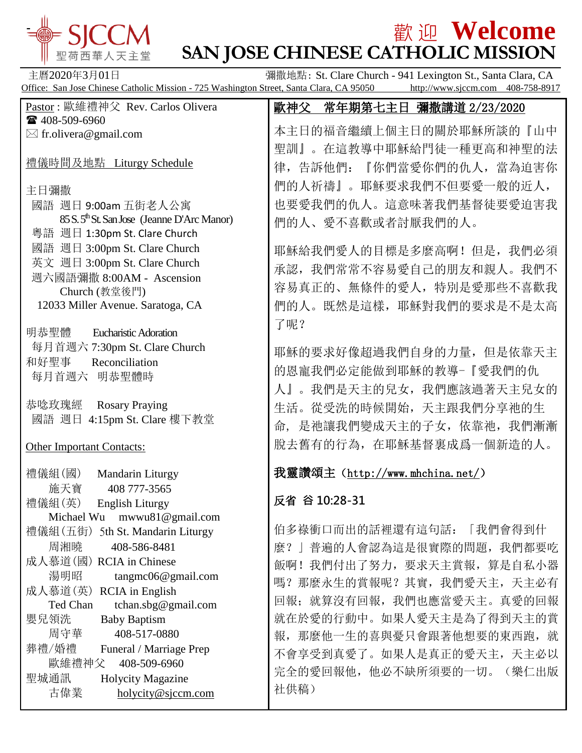# SJCCM 聖荷西華人天主堂

# 歡迎 Welcome
# SAN JOSE CHINESE CATHOLIC MISSION

主曆2020年3月01日　　彌撒地點: St. Clare Church - 941 Lexington St., Santa Clara, CA

Office: San Jose Chinese Catholic Mission - 725 Washington Street, Santa Clara, CA 95050　http://www.sjccm.com　408-758-8917

Pastor : 歐維禮神父 Rev. Carlos Olivera
☎ 408-509-6960
✉ fr.olivera@gmail.com

禮儀時間及地點 Liturgy Schedule

主日彌撒
- 國語 週日 9:00am 五街老人公寓 85 S. 5th St. San Jose (Jeanne D'Arc Manor)
- 粵語 週日 1:30pm St. Clare Church
- 國語 週日 3:00pm St. Clare Church
- 英文 週日 3:00pm St. Clare Church
- 週六國語彌撒 8:00AM - Ascension Church (教堂後門) 12033 Miller Avenue. Saratoga, CA

明恭聖體 Eucharistic Adoration
每月首週六 7:30pm St. Clare Church

和好聖事 Reconciliation
每月首週六 明恭聖體時

恭唸玫瑰經 Rosary Praying
國語 週日 4:15pm St. Clare 樓下教室

Other Important Contacts:

禮儀組(國) Mandarin Liturgy
施天寶 408 777-3565

禮儀組(英) English Liturgy
Michael Wu mwwu81@gmail.com

禮儀組(五街) 5th St. Mandarin Liturgy
周湘曉 408-586-8481

成人慕道(國) RCIA in Chinese
湯明昭 tangmc06@gmail.com

成人慕道(英) RCIA in English
Ted Chan tchan.sbg@gmail.com

嬰兒領洗 Baby Baptism
周守華 408-517-0880

葬禮/婚禮 Funeral / Marriage Prep
歐維禮神父 408-509-6960

聖城通訊 Holycity Magazine
古偉業 holycity@sjccm.com

## 歐神父 常年期第七主日 彌撒講道 2/23/2020

本主日的福音繼續上個主日的關於耶穌所談的『山中聖訓』。在這教導中耶穌給門徒一種更高和神聖的法律，告訴他們：『你們當愛你們的仇人，當為迫害你們的人祈禱』。耶穌要求我們不但要愛一般的近人，也要愛我們的仇人。這意味著我們基督徒要愛迫害我們的人、愛不喜歡或者討厭我們的人。

耶穌給我們愛人的目標是多麼高啊！但是，我們必須承認，我們常常不容易愛自己的朋友和親人。我們不容易真正的、無條件的愛人，特别是愛那些不喜歡我們的人。既然是這樣，耶穌對我們的要求是不是太高了呢？

耶穌的要求好像超過我們自身的力量，但是依靠天主的恩寵我們必定能做到耶穌的教導-『愛我們的仇人』。我們是天主的兒女，我們應該過著天主兒女的生活。從受洗的時候開始，天主跟我們分享祂的生命，是祂讓我們變成天主的子女，依靠祂，我們漸漸脫去舊有的行為，在耶穌基督裏成爲一個新造的人。

## 我靈讚頌主（http://www.mhchina.net/）

## 反省 谷 10:28-31

伯多祿衝口而出的話裡還有這句話：「我們會得到什麼？」普遍的人會認為這是很實際的問題，我們都要吃飯啊！我們付出了努力，要求天主賞報，算是自私小器嗎？那麼永生的賞報呢？其實，我們愛天主，天主必有回報；就算沒有回報，我們也應當愛天主。真愛的回報就在於愛的行動中。如果人愛天主是為了得到天主的賞報，那麼他一生的喜與憂只會跟著他想要的東西跑，就不會享受到真愛了。如果人是真正的愛天主，天主必以完全的愛回報他，他必不缺所須要的一切。（樂仁出版社供稿）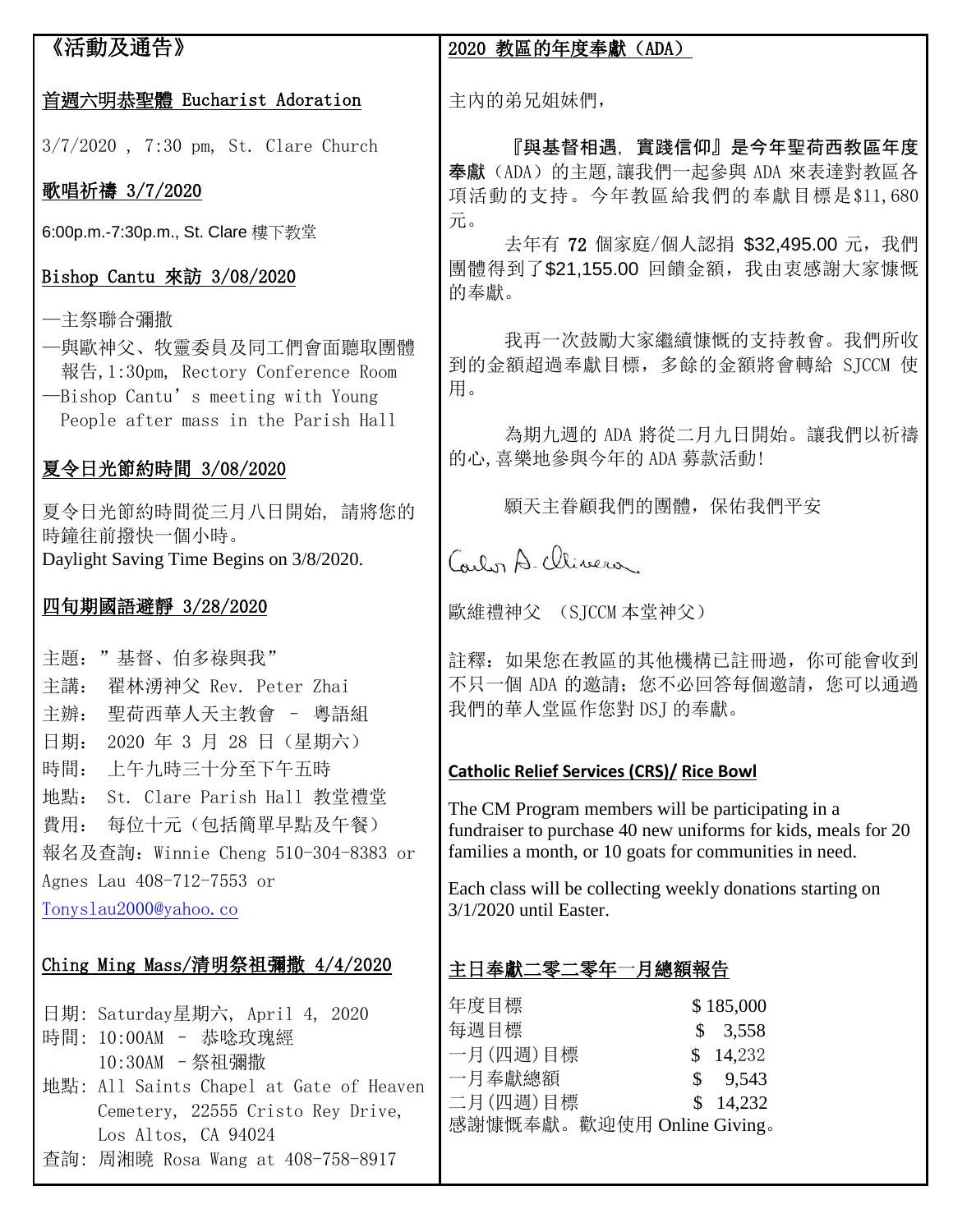# 《活動及通告》

**首週六明恭聖體 Eucharist Adoration**

3/7/2020 ， 7:30 pm, St. Clare Church

**歌唱祈禱 3/7/2020**

6:00p.m.-7:30p.m., St. Clare 樓下教堂

**Bishop Cantu 來訪 3/08/2020**

—主祭聯合彌撒
—與歐神父、牧靈委員及同工們會面聽取團體報告,1:30pm, Rectory Conference Room
—Bishop Cantu's meeting with Young People after mass in the Parish Hall

**夏令日光節約時間 3/08/2020**

夏令日光節約時間從三月八日開始, 請將您的時鐘往前撥快一個小時。
Daylight Saving Time Begins on 3/8/2020.

**四旬期國語避靜 3/28/2020**

主題：”基督、伯多祿與我”
主講： 翟林湧神父 Rev. Peter Zhai
主辦： 聖荷西華人天主教會 – 粵語組
日期： 2020 年 3 月 28 日（星期六）
時間： 上午九時三十分至下午五時
地點： St. Clare Parish Hall 教堂禮堂
費用： 每位十元（包括簡單早點及午餐）
報名及查詢：Winnie Cheng 510-304-8383 or Agnes Lau 408-712-7553 or Tonyslau2000@yahoo.co

**Ching Ming Mass/清明祭祖彌撒 4/4/2020**

日期: Saturday星期六, April 4, 2020
時間: 10:00AM – 恭唸玫瑰經
10:30AM –祭祖彌撒
地點: All Saints Chapel at Gate of Heaven Cemetery, 22555 Cristo Rey Drive, Los Altos, CA 94024
查詢: 周湘曉 Rosa Wang at 408-758-8917

**2020 教區的年度奉獻（ADA）**

主內的弟兄姐妹們，

**『與基督相遇, 實踐信仰』是今年聖荷西教區年度奉獻**（ADA）的主題,讓我們一起參與 ADA 來表達對教區各項活動的支持。今年教區給我們的奉獻目標是$11,680 元。

去年有 72 個家庭/個人認捐 $32,495.00 元，我們團體得到了$21,155.00 回饋金額，我由衷感謝大家慷慨的奉獻。

我再一次鼓勵大家繼續慷慨的支持教會。我們所收到的金額超過奉獻目標，多餘的金額將會轉給 SJCCM 使用。

為期九週的 ADA 將從二月九日開始。讓我們以祈禱的心,喜樂地參與今年的 ADA 募款活動!

願天主眷顧我們的團體，保佑我們平安

Carlos A. Olivera

歐維禮神父 （SJCCM 本堂神父）

註釋：如果您在教區的其他機構已註冊過，你可能會收到不只一個 ADA 的邀請；您不必回答每個邀請，您可以通過我們的華人堂區作您對 DSJ 的奉獻。

**Catholic Relief Services (CRS)/ Rice Bowl**

The CM Program members will be participating in a fundraiser to purchase 40 new uniforms for kids, meals for 20 families a month, or 10 goats for communities in need.

Each class will be collecting weekly donations starting on 3/1/2020 until Easter.

**主日奉獻二零二零年一月總額報告**

| | |
|---|---|
| 年度目標 | $ 185,000 |
| 每週目標 | $ 3,558 |
| 一月(四週)目標 | $ 14,232 |
| 一月奉獻總額 | $ 9,543 |
| 二月(四週)目標 | $ 14,232 |

感謝慷慨奉獻。歡迎使用 Online Giving。